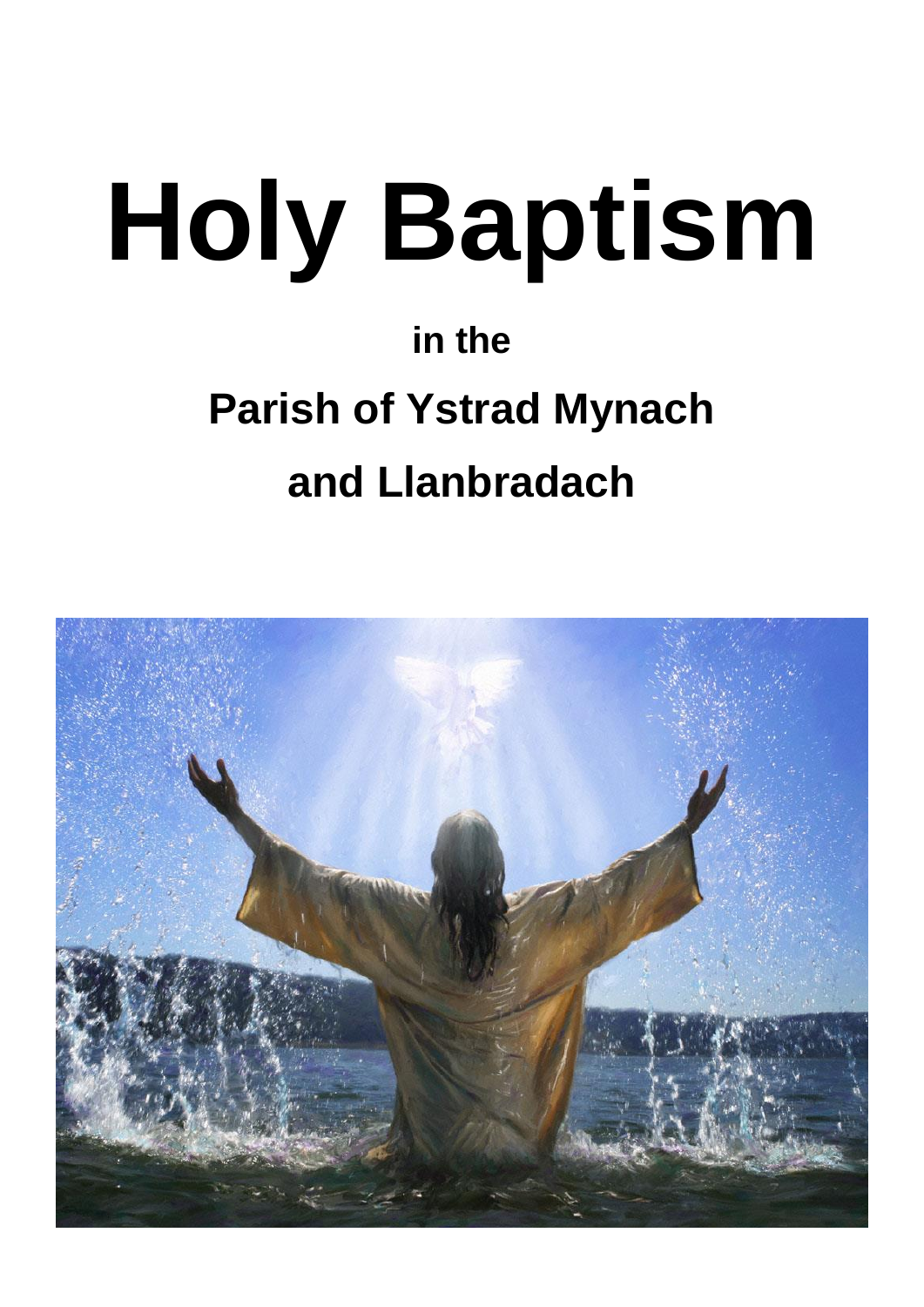# Holy Baptism

## in the

## Parish of Ystrad Mynach

## and Llanbradach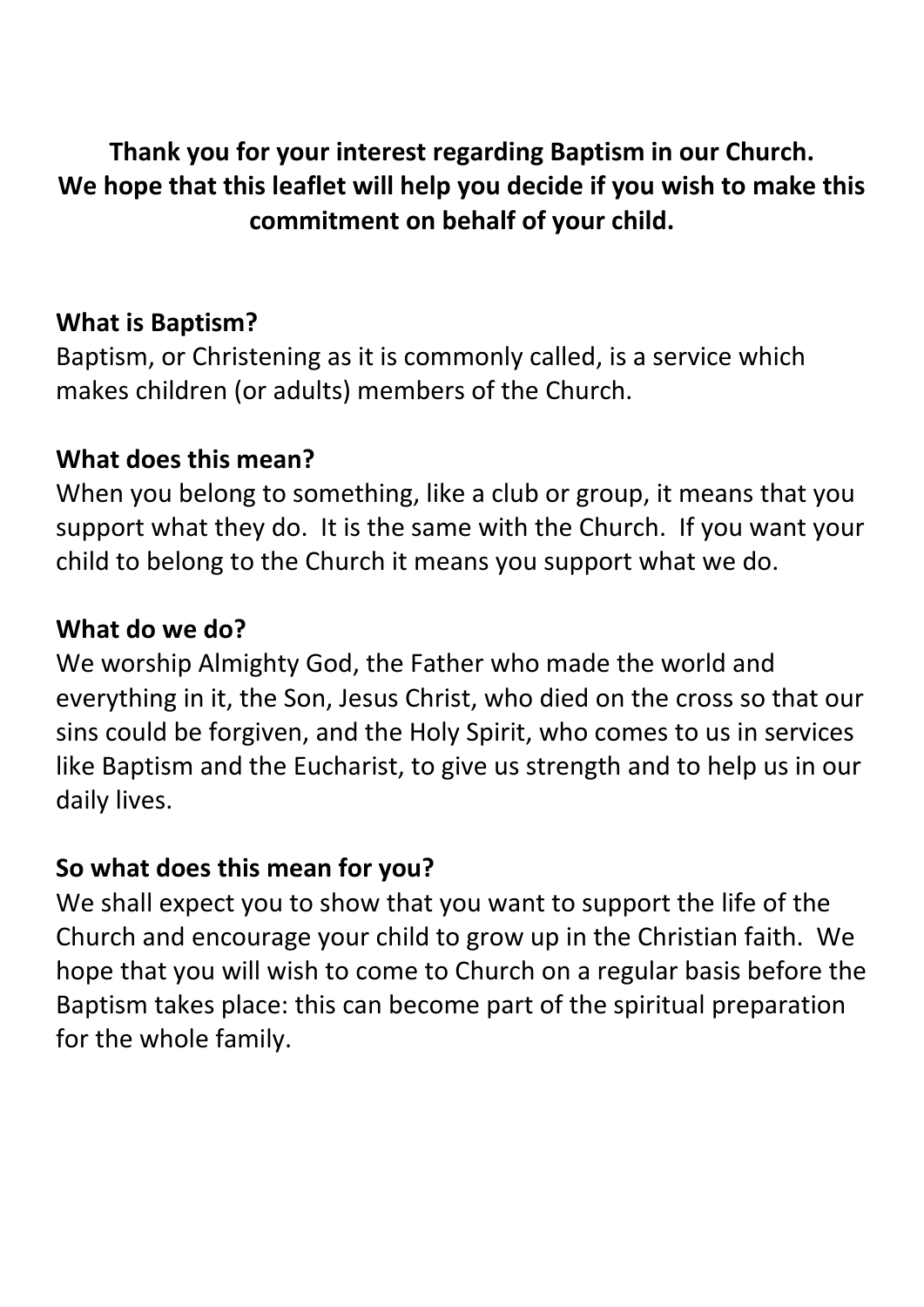**Thank you for your interest regarding Baptism in our Church. We hope that this leaflet will help you decide if you wish to make this commitment on behalf of your child.**

## What is Baptism?

Baptism, or Christening as it is commonly called, is a service which makes children (or adults) members of the Church.

## What does this mean?

When you belong to something, like a club or group, it means that you support what they do. It is the same with the Church. If you want your child to belong to the Church it means you support what we do.

## What do we do?

We worship Almighty God, the Father who made the world and everything in it, the Son, Jesus Christ, who died on the cross so that our sins could be forgiven, and the Holy Spirit, who comes to us in services like Baptism and the Eucharist, to give us strength and to help us in our daily lives.

## So what does this mean for you?

We shall expect you to show that you want to support the life of the Church and encourage your child to grow up in the Christian faith. We hope that you will wish to come to Church on a regular basis before the Baptism takes place: this can become part of the spiritual preparation for the whole family.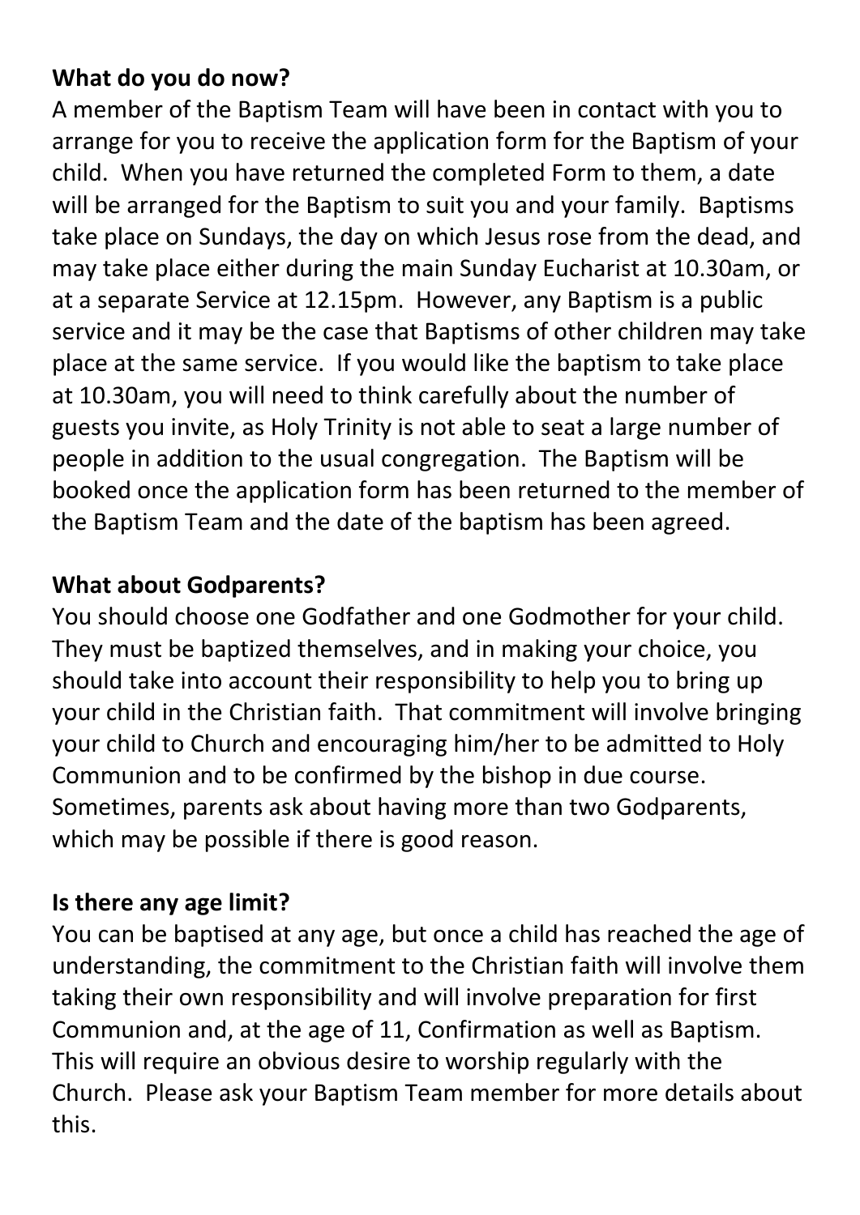**What do you do now?**

A member of the Baptism Team will have been in contact with you to arrange for you to receive the application form for the Baptism of your child. When you have returned the completed Form to them, a date will be arranged for the Baptism to suit you and your family. Baptisms take place on Sundays, the day on which Jesus rose from the dead, and may take place either during the main Sunday Eucharist at 10.30am, or at a separate Service at 12.15pm. However, any Baptism is a public service and it may be the case that Baptisms of other children may take place at the same service. If you would like the baptism to take place at 10.30am, you will need to think carefully about the number of guests you invite, as Holy Trinity is not able to seat a large number of people in addition to the usual congregation. The Baptism will be booked once the application form has been returned to the member of the Baptism Team and the date of the baptism has been agreed.

**What about Godparents?**

You should choose one Godfather and one Godmother for your child. They must be baptized themselves, and in making your choice, you should take into account their responsibility to help you to bring up your child in the Christian faith. That commitment will involve bringing your child to Church and encouraging him/her to be admitted to Holy Communion and to be confirmed by the bishop in due course. Sometimes, parents ask about having more than two Godparents, which may be possible if there is good reason.

**Is there any age limit?**

You can be baptised at any age, but once a child has reached the age of understanding, the commitment to the Christian faith will involve them taking their own responsibility and will involve preparation for first Communion and, at the age of 11, Confirmation as well as Baptism. This will require an obvious desire to worship regularly with the Church. Please ask your Baptism Team member for more details about this.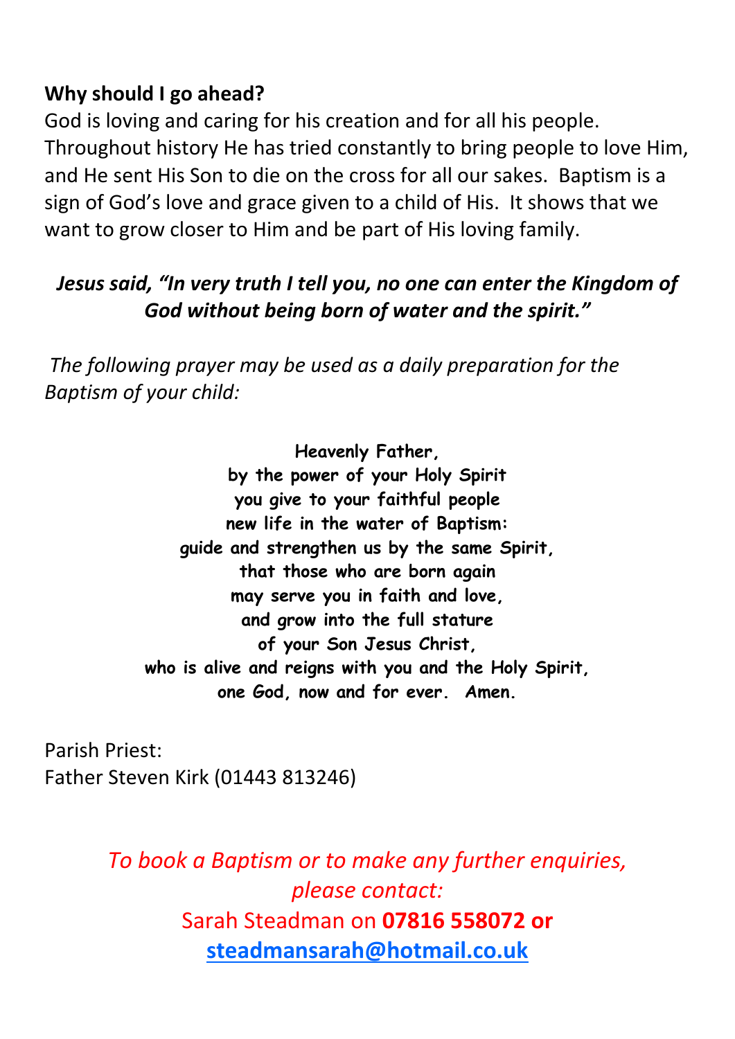**Why should I go ahead?**

God is loving and caring for his creation and for all his people. Throughout history He has tried constantly to bring people to love Him, and He sent His Son to die on the cross for all our sakes. Baptism is a sign of God's love and grace given to a child of His. It shows that we want to grow closer to Him and be part of His loving family.

***Jesus said, "In very truth I tell you, no one can enter the Kingdom of God without being born of water and the spirit."***

*The following prayer may be used as a daily preparation for the Baptism of your child:*

**Heavenly Father,**
**by the power of your Holy Spirit**
**you give to your faithful people**
**new life in the water of Baptism:**
**guide and strengthen us by the same Spirit,**
**that those who are born again**
**may serve you in faith and love,**
**and grow into the full stature**
**of your Son Jesus Christ,**
**who is alive and reigns with you and the Holy Spirit,**
**one God, now and for ever. Amen.**

Parish Priest:
Father Steven Kirk (01443 813246)

*To book a Baptism or to make any further enquiries, please contact:*

Sarah Steadman on **07816 558072 or**
**steadmansarah@hotmail.co.uk**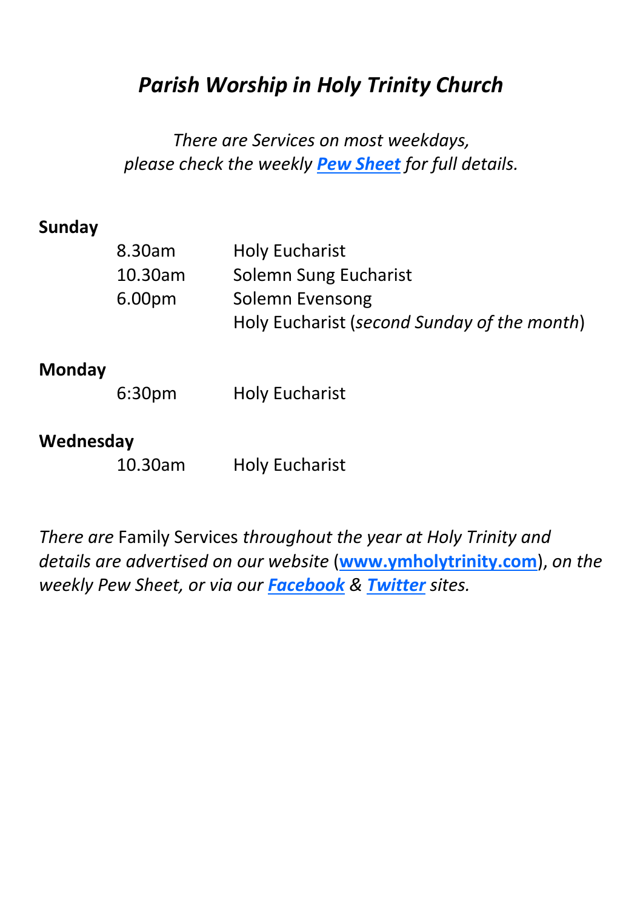# *Parish Worship in Holy Trinity Church*

*There are Services on most weekdays,*
*please check the weekly **Pew Sheet** for full details.*

**Sunday**

| | |
|---|---|
| 8.30am | Holy Eucharist |
| 10.30am | Solemn Sung Eucharist |
| 6.00pm | Solemn Evensong |
| | Holy Eucharist (*second Sunday of the month*) |

**Monday**

| | |
|---|---|
| 6:30pm | Holy Eucharist |

**Wednesday**

| | |
|---|---|
| 10.30am | Holy Eucharist |

*There are* Family Services *throughout the year at Holy Trinity and details are advertised on our website* (**www.ymholytrinity.com**)*, on the weekly Pew Sheet, or via our **Facebook** & **Twitter** sites.*